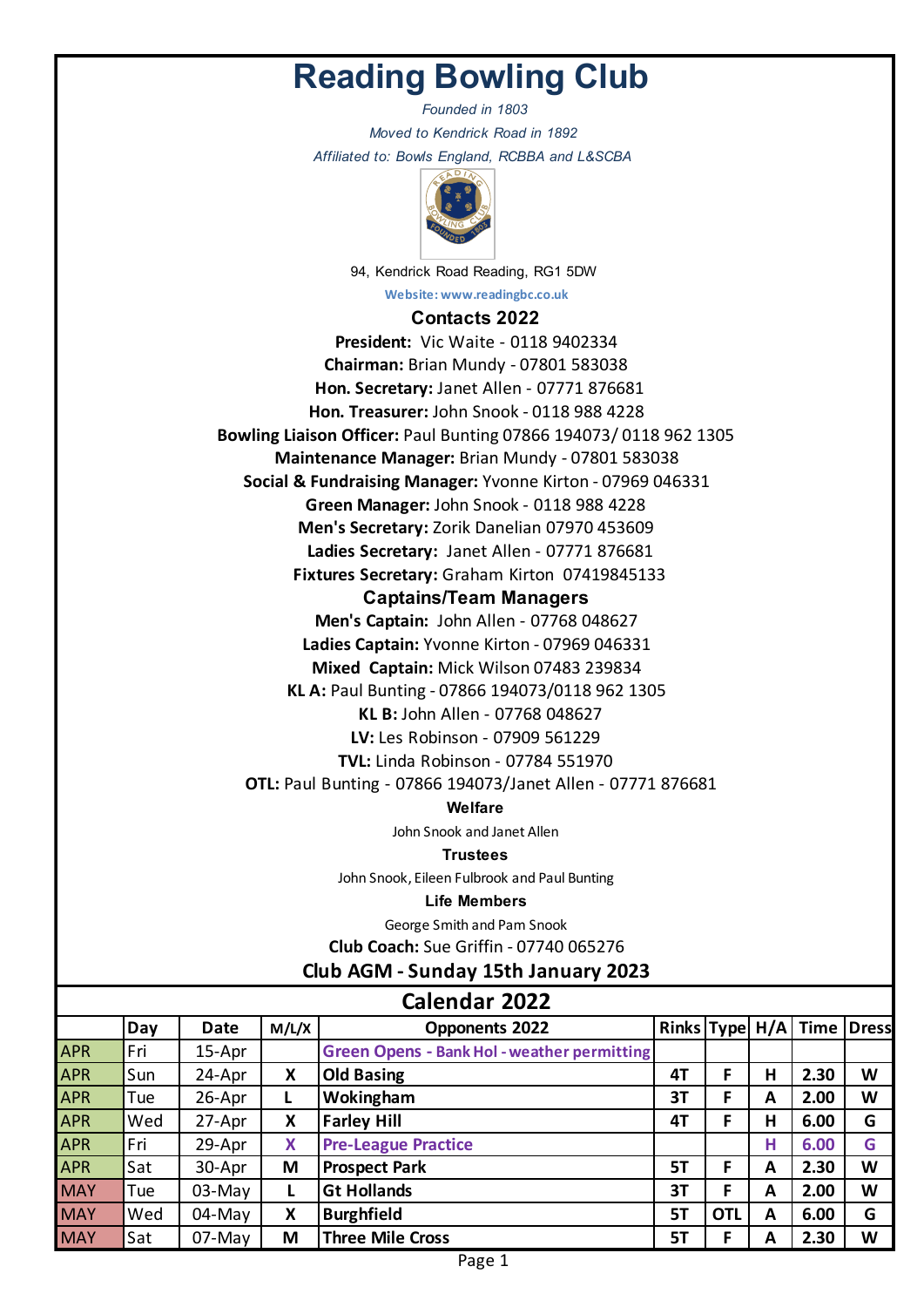# Reading Bowling Club

*Founded in 1803*

*Moved to Kendrick Road in 1892*

*Affiliated to: Bowls England, RCBBA and L&SCBA*

94, Kendrick Road Reading, RG1 5DW

**Website: www.readingbc.co.uk**

## Contacts 2022

**President:** Vic Waite - 0118 9402334

**Chairman:** Brian Mundy - 07801 583038

**Hon. Secretary:** Janet Allen - 07771 876681

**Hon. Treasurer:** John Snook - 0118 988 4228

**Bowling Liaison Officer:** Paul Bunting 07866 194073/ 0118 962 1305

**Maintenance Manager:** Brian Mundy - 07801 583038

**Social & Fundraising Manager:** Yvonne Kirton - 07969 046331

**Green Manager:** John Snook - 0118 988 4228

**Men's Secretary:** Zorik Danelian 07970 453609

**Ladies Secretary:** Janet Allen - 07771 876681

**Fixtures Secretary:** Graham Kirton 07419845133

## Captains/Team Managers

**Men's Captain:** John Allen - 07768 048627

**Ladies Captain:** Yvonne Kirton - 07969 046331

**Mixed Captain:** Mick Wilson 07483 239834

**KL A:** Paul Bunting - 07866 194073/0118 962 1305

**KL B:** John Allen - 07768 048627

**LV:** Les Robinson - 07909 561229

**TVL:** Linda Robinson - 07784 551970

**OTL:** Paul Bunting - 07866 194073/Janet Allen - 07771 876681

**Welfare**

John Snook and Janet Allen

**Trustees**

John Snook, Eileen Fulbrook and Paul Bunting

**Life Members**

George Smith and Pam Snook

**Club Coach:** Sue Griffin - 07740 065276

**Club AGM - Sunday 15th January 2023**

## Calendar 2022

| | Day | Date | M/L/X | Opponents 2022 | Rinks | Type | H/A | Time | Dress |
|---|---|---|---|---|---|---|---|---|---|
| APR | Fri | 15-Apr | | Green Opens - Bank Hol - weather permitting | | | | | |
| APR | Sun | 24-Apr | X | Old Basing | 4T | F | H | 2.30 | W |
| APR | Tue | 26-Apr | L | Wokingham | 3T | F | A | 2.00 | W |
| APR | Wed | 27-Apr | X | Farley Hill | 4T | F | H | 6.00 | G |
| APR | Fri | 29-Apr | X | Pre-League Practice | | | H | 6.00 | G |
| APR | Sat | 30-Apr | M | Prospect Park | 5T | F | A | 2.30 | W |
| MAY | Tue | 03-May | L | Gt Hollands | 3T | F | A | 2.00 | W |
| MAY | Wed | 04-May | X | Burghfield | 5T | OTL | A | 6.00 | G |
| MAY | Sat | 07-May | M | Three Mile Cross | 5T | F | A | 2.30 | W |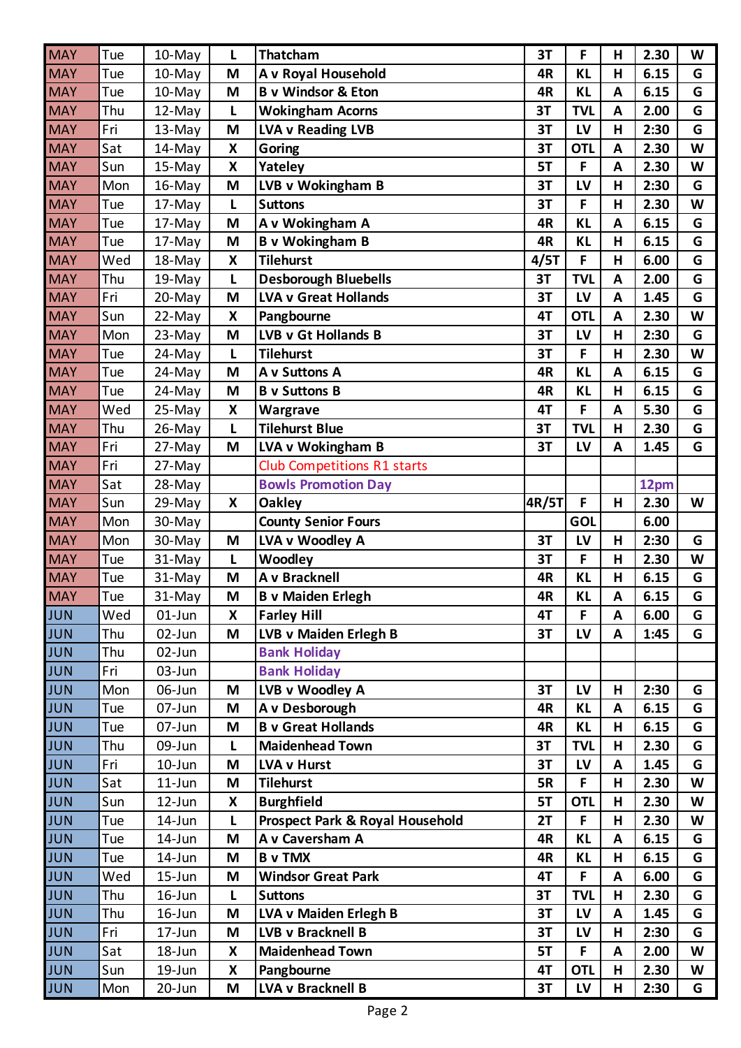| MAY | Tue | 10-May | L | Thatcham | 3T | F | H | 2.30 | W |
|---|---|---|---|---|---|---|---|---|---|
| MAY | Tue | 10-May | M | A v Royal Household | 4R | KL | H | 6.15 | G |
| MAY | Tue | 10-May | M | B v Windsor & Eton | 4R | KL | A | 6.15 | G |
| MAY | Thu | 12-May | L | Wokingham Acorns | 3T | TVL | A | 2.00 | G |
| MAY | Fri | 13-May | M | LVA v Reading LVB | 3T | LV | H | 2:30 | G |
| MAY | Sat | 14-May | X | Goring | 3T | OTL | A | 2.30 | W |
| MAY | Sun | 15-May | X | Yateley | 5T | F | A | 2.30 | W |
| MAY | Mon | 16-May | M | LVB v Wokingham B | 3T | LV | H | 2:30 | G |
| MAY | Tue | 17-May | L | Suttons | 3T | F | H | 2.30 | W |
| MAY | Tue | 17-May | M | A v Wokingham A | 4R | KL | A | 6.15 | G |
| MAY | Tue | 17-May | M | B v Wokingham B | 4R | KL | H | 6.15 | G |
| MAY | Wed | 18-May | X | Tilehurst | 4/5T | F | H | 6.00 | G |
| MAY | Thu | 19-May | L | Desborough Bluebells | 3T | TVL | A | 2.00 | G |
| MAY | Fri | 20-May | M | LVA v Great Hollands | 3T | LV | A | 1.45 | G |
| MAY | Sun | 22-May | X | Pangbourne | 4T | OTL | A | 2.30 | W |
| MAY | Mon | 23-May | M | LVB v Gt Hollands B | 3T | LV | H | 2:30 | G |
| MAY | Tue | 24-May | L | Tilehurst | 3T | F | H | 2.30 | W |
| MAY | Tue | 24-May | M | A v Suttons A | 4R | KL | A | 6.15 | G |
| MAY | Tue | 24-May | M | B v Suttons B | 4R | KL | H | 6.15 | G |
| MAY | Wed | 25-May | X | Wargrave | 4T | F | A | 5.30 | G |
| MAY | Thu | 26-May | L | Tilehurst Blue | 3T | TVL | H | 2.30 | G |
| MAY | Fri | 27-May | M | LVA v Wokingham B | 3T | LV | A | 1.45 | G |
| MAY | Fri | 27-May | | Club Competitions R1 starts | | | | | |
| MAY | Sat | 28-May | | Bowls Promotion Day | | | | 12pm | |
| MAY | Sun | 29-May | X | Oakley | 4R/5T | F | H | 2.30 | W |
| MAY | Mon | 30-May | | County Senior Fours | | GOL | | 6.00 | |
| MAY | Mon | 30-May | M | LVA v Woodley A | 3T | LV | H | 2:30 | G |
| MAY | Tue | 31-May | L | Woodley | 3T | F | H | 2.30 | W |
| MAY | Tue | 31-May | M | A v Bracknell | 4R | KL | H | 6.15 | G |
| MAY | Tue | 31-May | M | B v Maiden Erlegh | 4R | KL | A | 6.15 | G |
| JUN | Wed | 01-Jun | X | Farley Hill | 4T | F | A | 6.00 | G |
| JUN | Thu | 02-Jun | M | LVB v Maiden Erlegh B | 3T | LV | A | 1:45 | G |
| JUN | Thu | 02-Jun | | Bank Holiday | | | | | |
| JUN | Fri | 03-Jun | | Bank Holiday | | | | | |
| JUN | Mon | 06-Jun | M | LVB v Woodley A | 3T | LV | H | 2:30 | G |
| JUN | Tue | 07-Jun | M | A v Desborough | 4R | KL | A | 6.15 | G |
| JUN | Tue | 07-Jun | M | B v Great Hollands | 4R | KL | H | 6.15 | G |
| JUN | Thu | 09-Jun | L | Maidenhead Town | 3T | TVL | H | 2.30 | G |
| JUN | Fri | 10-Jun | M | LVA v Hurst | 3T | LV | A | 1.45 | G |
| JUN | Sat | 11-Jun | M | Tilehurst | 5R | F | H | 2.30 | W |
| JUN | Sun | 12-Jun | X | Burghfield | 5T | OTL | H | 2.30 | W |
| JUN | Tue | 14-Jun | L | Prospect Park & Royal Household | 2T | F | H | 2.30 | W |
| JUN | Tue | 14-Jun | M | A v Caversham A | 4R | KL | A | 6.15 | G |
| JUN | Tue | 14-Jun | M | B v TMX | 4R | KL | H | 6.15 | G |
| JUN | Wed | 15-Jun | M | Windsor Great Park | 4T | F | A | 6.00 | G |
| JUN | Thu | 16-Jun | L | Suttons | 3T | TVL | H | 2.30 | G |
| JUN | Thu | 16-Jun | M | LVA v Maiden Erlegh B | 3T | LV | A | 1.45 | G |
| JUN | Fri | 17-Jun | M | LVB v Bracknell B | 3T | LV | H | 2:30 | G |
| JUN | Sat | 18-Jun | X | Maidenhead Town | 5T | F | A | 2.00 | W |
| JUN | Sun | 19-Jun | X | Pangbourne | 4T | OTL | H | 2.30 | W |
| JUN | Mon | 20-Jun | M | LVA v Bracknell B | 3T | LV | H | 2:30 | G |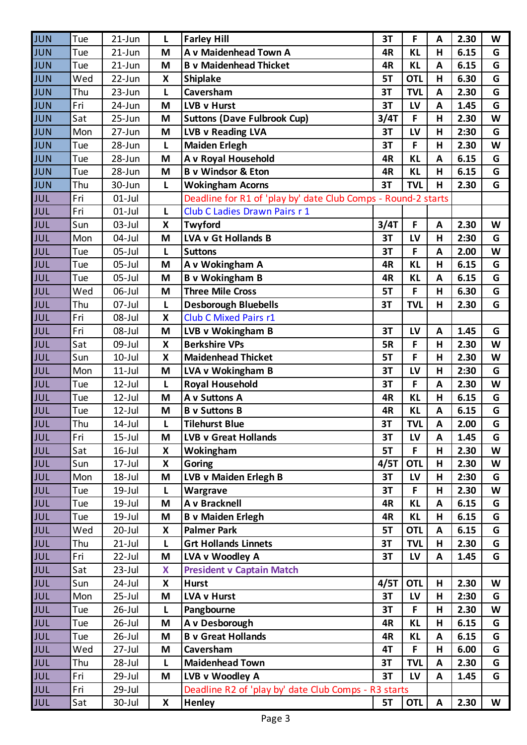| | | | | | | | | | |
|---|---|---|---|---|---|---|---|---|---|
| JUN | Tue | 21-Jun | L | Farley Hill | 3T | F | A | 2.30 | W |
| JUN | Tue | 21-Jun | M | A v Maidenhead Town A | 4R | KL | H | 6.15 | G |
| JUN | Tue | 21-Jun | M | B v Maidenhead Thicket | 4R | KL | A | 6.15 | G |
| JUN | Wed | 22-Jun | X | Shiplake | 5T | OTL | H | 6.30 | G |
| JUN | Thu | 23-Jun | L | Caversham | 3T | TVL | A | 2.30 | G |
| JUN | Fri | 24-Jun | M | LVB v Hurst | 3T | LV | A | 1.45 | G |
| JUN | Sat | 25-Jun | M | Suttons (Dave Fulbrook Cup) | 3/4T | F | H | 2.30 | W |
| JUN | Mon | 27-Jun | M | LVB v Reading LVA | 3T | LV | H | 2:30 | G |
| JUN | Tue | 28-Jun | L | Maiden Erlegh | 3T | F | H | 2.30 | W |
| JUN | Tue | 28-Jun | M | A v Royal Household | 4R | KL | A | 6.15 | G |
| JUN | Tue | 28-Jun | M | B v Windsor & Eton | 4R | KL | H | 6.15 | G |
| JUN | Thu | 30-Jun | L | Wokingham Acorns | 3T | TVL | H | 2.30 | G |
| JUL | Fri | 01-Jul | | Deadline for R1 of 'play by' date Club Comps - Round-2 starts | | | | | |
| JUL | Fri | 01-Jul | L | Club C Ladies Drawn Pairs r 1 | | | | | |
| JUL | Sun | 03-Jul | X | Twyford | 3/4T | F | A | 2.30 | W |
| JUL | Mon | 04-Jul | M | LVA v Gt Hollands B | 3T | LV | H | 2:30 | G |
| JUL | Tue | 05-Jul | L | Suttons | 3T | F | A | 2.00 | W |
| JUL | Tue | 05-Jul | M | A v Wokingham A | 4R | KL | H | 6.15 | G |
| JUL | Tue | 05-Jul | M | B v Wokingham B | 4R | KL | A | 6.15 | G |
| JUL | Wed | 06-Jul | M | Three Mile Cross | 5T | F | H | 6.30 | G |
| JUL | Thu | 07-Jul | L | Desborough Bluebells | 3T | TVL | H | 2.30 | G |
| JUL | Fri | 08-Jul | X | Club C Mixed Pairs r1 | | | | | |
| JUL | Fri | 08-Jul | M | LVB v Wokingham B | 3T | LV | A | 1.45 | G |
| JUL | Sat | 09-Jul | X | Berkshire VPs | 5R | F | H | 2.30 | W |
| JUL | Sun | 10-Jul | X | Maidenhead Thicket | 5T | F | H | 2.30 | W |
| JUL | Mon | 11-Jul | M | LVA v Wokingham B | 3T | LV | H | 2:30 | G |
| JUL | Tue | 12-Jul | L | Royal Household | 3T | F | A | 2.30 | W |
| JUL | Tue | 12-Jul | M | A v Suttons A | 4R | KL | H | 6.15 | G |
| JUL | Tue | 12-Jul | M | B v Suttons B | 4R | KL | A | 6.15 | G |
| JUL | Thu | 14-Jul | L | Tilehurst Blue | 3T | TVL | A | 2.00 | G |
| JUL | Fri | 15-Jul | M | LVB v Great Hollands | 3T | LV | A | 1.45 | G |
| JUL | Sat | 16-Jul | X | Wokingham | 5T | F | H | 2.30 | W |
| JUL | Sun | 17-Jul | X | Goring | 4/5T | OTL | H | 2.30 | W |
| JUL | Mon | 18-Jul | M | LVB v Maiden Erlegh B | 3T | LV | H | 2:30 | G |
| JUL | Tue | 19-Jul | L | Wargrave | 3T | F | H | 2.30 | W |
| JUL | Tue | 19-Jul | M | A v Bracknell | 4R | KL | A | 6.15 | G |
| JUL | Tue | 19-Jul | M | B v Maiden Erlegh | 4R | KL | H | 6.15 | G |
| JUL | Wed | 20-Jul | X | Palmer Park | 5T | OTL | A | 6.15 | G |
| JUL | Thu | 21-Jul | L | Grt Hollands Linnets | 3T | TVL | H | 2.30 | G |
| JUL | Fri | 22-Jul | M | LVA v Woodley A | 3T | LV | A | 1.45 | G |
| JUL | Sat | 23-Jul | X | President v Captain Match | | | | | |
| JUL | Sun | 24-Jul | X | Hurst | 4/5T | OTL | H | 2.30 | W |
| JUL | Mon | 25-Jul | M | LVA v Hurst | 3T | LV | H | 2:30 | G |
| JUL | Tue | 26-Jul | L | Pangbourne | 3T | F | H | 2.30 | W |
| JUL | Tue | 26-Jul | M | A v Desborough | 4R | KL | H | 6.15 | G |
| JUL | Tue | 26-Jul | M | B v Great Hollands | 4R | KL | A | 6.15 | G |
| JUL | Wed | 27-Jul | M | Caversham | 4T | F | H | 6.00 | G |
| JUL | Thu | 28-Jul | L | Maidenhead Town | 3T | TVL | A | 2.30 | G |
| JUL | Fri | 29-Jul | M | LVB v Woodley A | 3T | LV | A | 1.45 | G |
| JUL | Fri | 29-Jul | | Deadline R2 of 'play by' date Club Comps - R3 starts | | | | | |
| JUL | Sat | 30-Jul | X | Henley | 5T | OTL | A | 2.30 | W |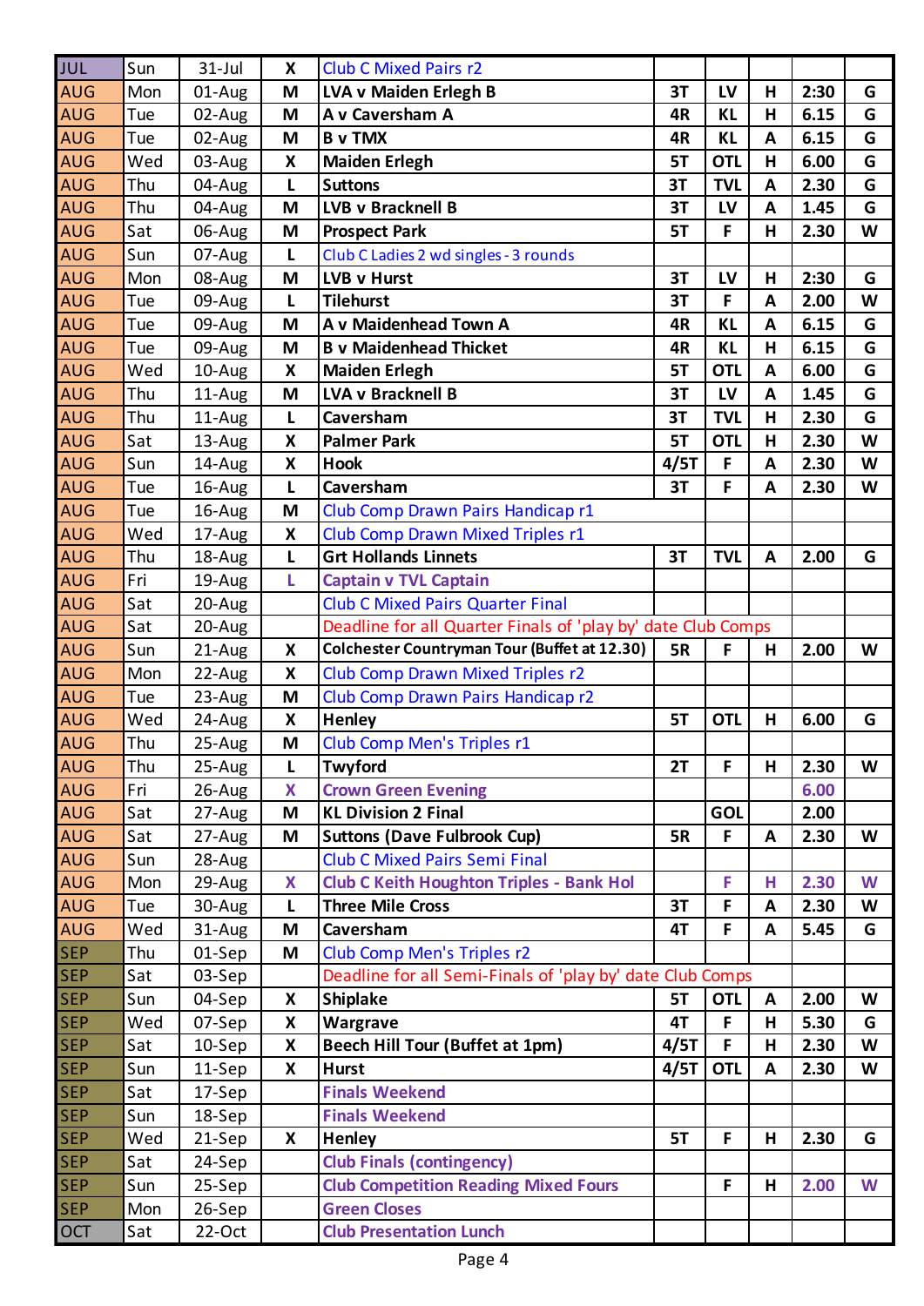| | | | | | | | | | |
|---|---|---|---|---|---|---|---|---|---|
| JUL | Sun | 31-Jul | X | Club C Mixed Pairs r2 | | | | | |
| AUG | Mon | 01-Aug | M | **LVA v Maiden Erlegh B** | **3T** | **LV** | **H** | **2:30** | **G** |
| AUG | Tue | 02-Aug | M | **A v Caversham A** | **4R** | **KL** | **H** | **6.15** | **G** |
| AUG | Tue | 02-Aug | M | **B v TMX** | **4R** | **KL** | **A** | **6.15** | **G** |
| AUG | Wed | 03-Aug | X | **Maiden Erlegh** | **5T** | **OTL** | **H** | **6.00** | **G** |
| AUG | Thu | 04-Aug | L | **Suttons** | **3T** | **TVL** | **A** | **2.30** | **G** |
| AUG | Thu | 04-Aug | M | **LVB v Bracknell B** | **3T** | **LV** | **A** | **1.45** | **G** |
| AUG | Sat | 06-Aug | M | **Prospect Park** | **5T** | **F** | **H** | **2.30** | **W** |
| AUG | Sun | 07-Aug | L | Club C Ladies 2 wd singles - 3 rounds | | | | | |
| AUG | Mon | 08-Aug | M | **LVB v Hurst** | **3T** | **LV** | **H** | **2:30** | **G** |
| AUG | Tue | 09-Aug | L | **Tilehurst** | **3T** | **F** | **A** | **2.00** | **W** |
| AUG | Tue | 09-Aug | M | **A v Maidenhead Town A** | **4R** | **KL** | **A** | **6.15** | **G** |
| AUG | Tue | 09-Aug | M | **B v Maidenhead Thicket** | **4R** | **KL** | **H** | **6.15** | **G** |
| AUG | Wed | 10-Aug | X | **Maiden Erlegh** | **5T** | **OTL** | **A** | **6.00** | **G** |
| AUG | Thu | 11-Aug | M | **LVA v Bracknell B** | **3T** | **LV** | **A** | **1.45** | **G** |
| AUG | Thu | 11-Aug | L | **Caversham** | **3T** | **TVL** | **H** | **2.30** | **G** |
| AUG | Sat | 13-Aug | X | **Palmer Park** | **5T** | **OTL** | **H** | **2.30** | **W** |
| AUG | Sun | 14-Aug | X | **Hook** | **4/5T** | **F** | **A** | **2.30** | **W** |
| AUG | Tue | 16-Aug | L | **Caversham** | **3T** | **F** | **A** | **2.30** | **W** |
| AUG | Tue | 16-Aug | M | Club Comp Drawn Pairs Handicap r1 | | | | | |
| AUG | Wed | 17-Aug | X | Club Comp Drawn Mixed Triples r1 | | | | | |
| AUG | Thu | 18-Aug | L | **Grt Hollands Linnets** | **3T** | **TVL** | **A** | **2.00** | **G** |
| AUG | Fri | 19-Aug | L | **Captain v TVL Captain** | | | | | |
| AUG | Sat | 20-Aug | | Club C Mixed Pairs Quarter Final | | | | | |
| AUG | Sat | 20-Aug | | Deadline for all Quarter Finals of 'play by' date Club Comps | | | | | |
| AUG | Sun | 21-Aug | X | **Colchester Countryman Tour (Buffet at 12.30)** | **5R** | **F** | **H** | **2.00** | **W** |
| AUG | Mon | 22-Aug | X | Club Comp Drawn Mixed Triples r2 | | | | | |
| AUG | Tue | 23-Aug | M | Club Comp Drawn Pairs Handicap r2 | | | | | |
| AUG | Wed | 24-Aug | X | **Henley** | **5T** | **OTL** | **H** | **6.00** | **G** |
| AUG | Thu | 25-Aug | M | Club Comp Men's Triples r1 | | | | | |
| AUG | Thu | 25-Aug | L | **Twyford** | **2T** | **F** | **H** | **2.30** | **W** |
| AUG | Fri | 26-Aug | X | **Crown Green Evening** | | | | **6.00** | |
| AUG | Sat | 27-Aug | M | **KL Division 2 Final** | | **GOL** | | **2.00** | |
| AUG | Sat | 27-Aug | M | **Suttons (Dave Fulbrook Cup)** | **5R** | **F** | **A** | **2.30** | **W** |
| AUG | Sun | 28-Aug | | Club C Mixed Pairs Semi Final | | | | | |
| AUG | Mon | 29-Aug | X | **Club C Keith Houghton Triples - Bank Hol** | | **F** | **H** | **2.30** | **W** |
| AUG | Tue | 30-Aug | L | **Three Mile Cross** | **3T** | **F** | **A** | **2.30** | **W** |
| AUG | Wed | 31-Aug | M | **Caversham** | **4T** | **F** | **A** | **5.45** | **G** |
| SEP | Thu | 01-Sep | M | Club Comp Men's Triples r2 | | | | | |
| SEP | Sat | 03-Sep | | Deadline for all Semi-Finals of 'play by' date Club Comps | | | | | |
| SEP | Sun | 04-Sep | X | **Shiplake** | **5T** | **OTL** | **A** | **2.00** | **W** |
| SEP | Wed | 07-Sep | X | **Wargrave** | **4T** | **F** | **H** | **5.30** | **G** |
| SEP | Sat | 10-Sep | X | **Beech Hill Tour (Buffet at 1pm)** | **4/5T** | **F** | **H** | **2.30** | **W** |
| SEP | Sun | 11-Sep | X | **Hurst** | **4/5T** | **OTL** | **A** | **2.30** | **W** |
| SEP | Sat | 17-Sep | | **Finals Weekend** | | | | | |
| SEP | Sun | 18-Sep | | **Finals Weekend** | | | | | |
| SEP | Wed | 21-Sep | X | **Henley** | **5T** | **F** | **H** | **2.30** | **G** |
| SEP | Sat | 24-Sep | | **Club Finals (contingency)** | | | | | |
| SEP | Sun | 25-Sep | | **Club Competition Reading Mixed Fours** | | **F** | **H** | **2.00** | **W** |
| SEP | Mon | 26-Sep | | **Green Closes** | | | | | |
| OCT | Sat | 22-Oct | | **Club Presentation Lunch** | | | | | |